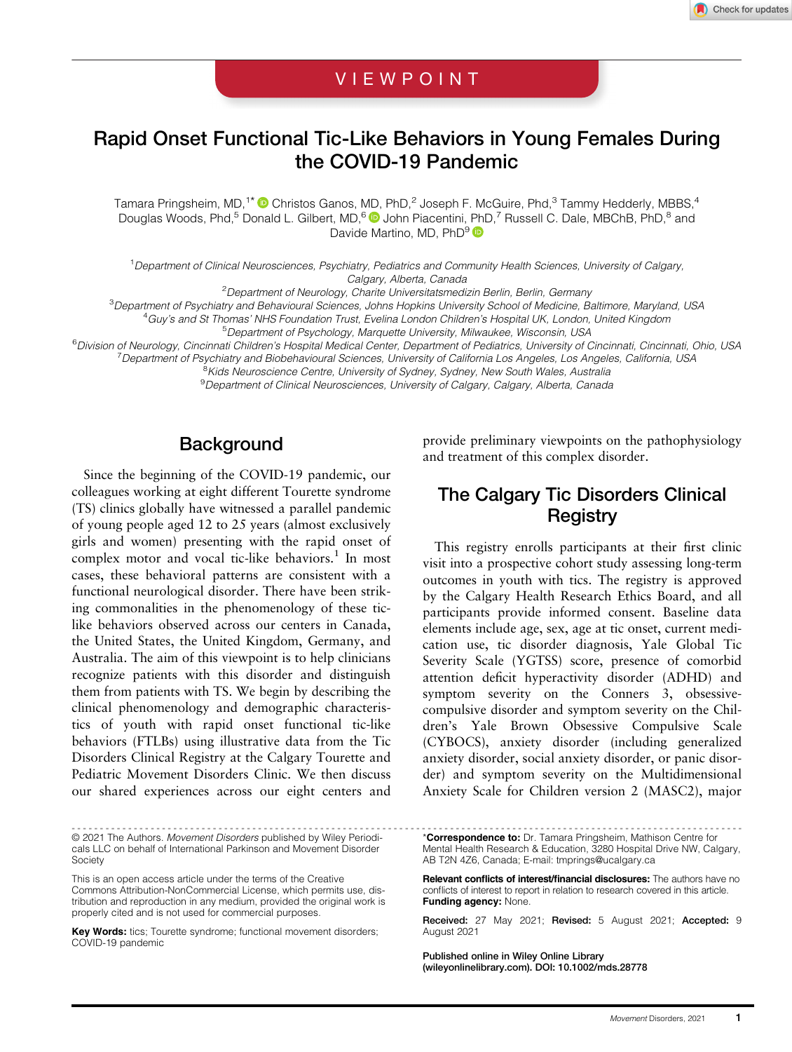VIEWPOINT

# Rapid Onset Functional Tic-Like Behaviors in Young Females During the COVID-19 Pandemic

Tamara Pringsheim, MD,[1*] Christos Ganos, MD, PhD,[2] Joseph F. McGuire, Phd,[3] Tammy Hedderly, MBBS,[4] Douglas Woods, Phd,[5] Donald L. Gilbert, MD,[6] John Piacentini, PhD,[7] Russell C. Dale, MBChB, PhD,[8] and Davide Martino, MD, PhD[9]

[1]Department of Clinical Neurosciences, Psychiatry, Pediatrics and Community Health Sciences, University of Calgary, Calgary, Alberta, Canada
[2]Department of Neurology, Charite Universitatsmedizin Berlin, Berlin, Germany
[3]Department of Psychiatry and Behavioural Sciences, Johns Hopkins University School of Medicine, Baltimore, Maryland, USA
[4]Guy's and St Thomas' NHS Foundation Trust, Evelina London Children's Hospital UK, London, United Kingdom
[5]Department of Psychology, Marquette University, Milwaukee, Wisconsin, USA
[6]Division of Neurology, Cincinnati Children's Hospital Medical Center, Department of Pediatrics, University of Cincinnati, Cincinnati, Ohio, USA
[7]Department of Psychiatry and Biobehavioural Sciences, University of California Los Angeles, Los Angeles, California, USA
[8]Kids Neuroscience Centre, University of Sydney, Sydney, New South Wales, Australia
[9]Department of Clinical Neurosciences, University of Calgary, Calgary, Alberta, Canada

## Background

Since the beginning of the COVID-19 pandemic, our colleagues working at eight different Tourette syndrome (TS) clinics globally have witnessed a parallel pandemic of young people aged 12 to 25 years (almost exclusively girls and women) presenting with the rapid onset of complex motor and vocal tic-like behaviors.[1] In most cases, these behavioral patterns are consistent with a functional neurological disorder. There have been striking commonalities in the phenomenology of these tic-like behaviors observed across our centers in Canada, the United States, the United Kingdom, Germany, and Australia. The aim of this viewpoint is to help clinicians recognize patients with this disorder and distinguish them from patients with TS. We begin by describing the clinical phenomenology and demographic characteristics of youth with rapid onset functional tic-like behaviors (FTLBs) using illustrative data from the Tic Disorders Clinical Registry at the Calgary Tourette and Pediatric Movement Disorders Clinic. We then discuss our shared experiences across our eight centers and provide preliminary viewpoints on the pathophysiology and treatment of this complex disorder.

## The Calgary Tic Disorders Clinical Registry

This registry enrolls participants at their first clinic visit into a prospective cohort study assessing long-term outcomes in youth with tics. The registry is approved by the Calgary Health Research Ethics Board, and all participants provide informed consent. Baseline data elements include age, sex, age at tic onset, current medication use, tic disorder diagnosis, Yale Global Tic Severity Scale (YGTSS) score, presence of comorbid attention deficit hyperactivity disorder (ADHD) and symptom severity on the Conners 3, obsessive-compulsive disorder and symptom severity on the Children's Yale Brown Obsessive Compulsive Scale (CYBOCS), anxiety disorder (including generalized anxiety disorder, social anxiety disorder, or panic disorder) and symptom severity on the Multidimensional Anxiety Scale for Children version 2 (MASC2), major

---

© 2021 The Authors. *Movement Disorders* published by Wiley Periodicals LLC on behalf of International Parkinson and Movement Disorder Society

This is an open access article under the terms of the Creative Commons Attribution-NonCommercial License, which permits use, distribution and reproduction in any medium, provided the original work is properly cited and is not used for commercial purposes.

**Key Words:** tics; Tourette syndrome; functional movement disorders; COVID-19 pandemic

***Correspondence to:** Dr. Tamara Pringsheim, Mathison Centre for Mental Health Research & Education, 3280 Hospital Drive NW, Calgary, AB T2N 4Z6, Canada; E-mail: tmprings@ucalgary.ca

**Relevant conflicts of interest/financial disclosures:** The authors have no conflicts of interest to report in relation to research covered in this article.
**Funding agency:** None.

**Received:** 27 May 2021; **Revised:** 5 August 2021; **Accepted:** 9 August 2021

Published online in Wiley Online Library (wileyonlinelibrary.com). DOI: 10.1002/mds.28778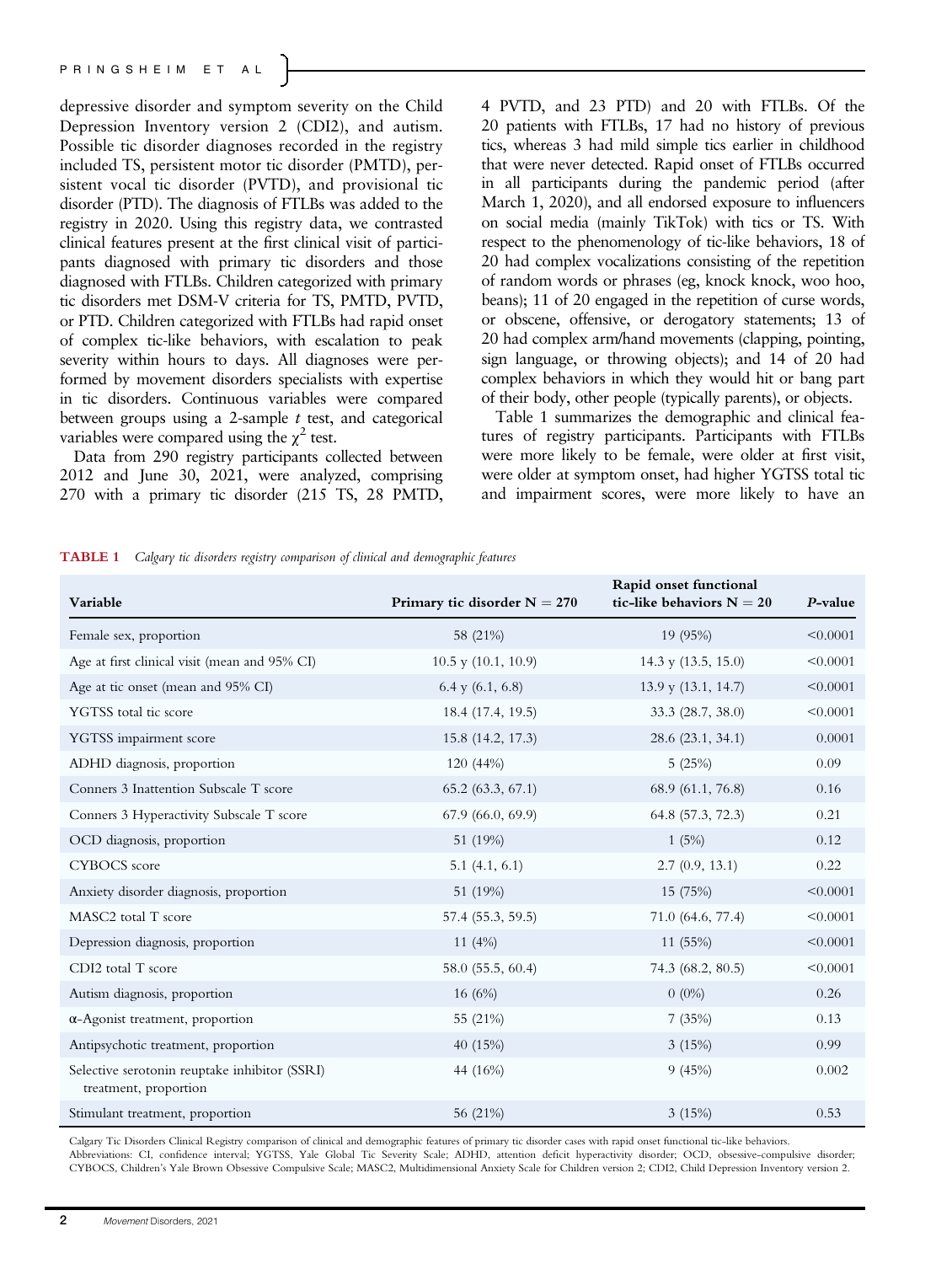depressive disorder and symptom severity on the Child Depression Inventory version 2 (CDI2), and autism. Possible tic disorder diagnoses recorded in the registry included TS, persistent motor tic disorder (PMTD), persistent vocal tic disorder (PVTD), and provisional tic disorder (PTD). The diagnosis of FTLBs was added to the registry in 2020. Using this registry data, we contrasted clinical features present at the first clinical visit of participants diagnosed with primary tic disorders and those diagnosed with FTLBs. Children categorized with primary tic disorders met DSM-V criteria for TS, PMTD, PVTD, or PTD. Children categorized with FTLBs had rapid onset of complex tic-like behaviors, with escalation to peak severity within hours to days. All diagnoses were performed by movement disorders specialists with expertise in tic disorders. Continuous variables were compared between groups using a 2-sample *t* test, and categorical variables were compared using the $\chi^2$ test.

Data from 290 registry participants collected between 2012 and June 30, 2021, were analyzed, comprising 270 with a primary tic disorder (215 TS, 28 PMTD, 4 PVTD, and 23 PTD) and 20 with FTLBs. Of the 20 patients with FTLBs, 17 had no history of previous tics, whereas 3 had mild simple tics earlier in childhood that were never detected. Rapid onset of FTLBs occurred in all participants during the pandemic period (after March 1, 2020), and all endorsed exposure to influencers on social media (mainly TikTok) with tics or TS. With respect to the phenomenology of tic-like behaviors, 18 of 20 had complex vocalizations consisting of the repetition of random words or phrases (eg, knock knock, woo hoo, beans); 11 of 20 engaged in the repetition of curse words, or obscene, offensive, or derogatory statements; 13 of 20 had complex arm/hand movements (clapping, pointing, sign language, or throwing objects); and 14 of 20 had complex behaviors in which they would hit or bang part of their body, other people (typically parents), or objects.

Table 1 summarizes the demographic and clinical features of registry participants. Participants with FTLBs were more likely to be female, were older at first visit, were older at symptom onset, had higher YGTSS total tic and impairment scores, were more likely to have an

**TABLE 1** *Calgary tic disorders registry comparison of clinical and demographic features*

| Variable | Primary tic disorder N = 270 | Rapid onset functional tic-like behaviors N = 20 | *P*-value |
|---|---|---|---|
| Female sex, proportion | 58 (21%) | 19 (95%) | <0.0001 |
| Age at first clinical visit (mean and 95% CI) | 10.5 y (10.1, 10.9) | 14.3 y (13.5, 15.0) | <0.0001 |
| Age at tic onset (mean and 95% CI) | 6.4 y (6.1, 6.8) | 13.9 y (13.1, 14.7) | <0.0001 |
| YGTSS total tic score | 18.4 (17.4, 19.5) | 33.3 (28.7, 38.0) | <0.0001 |
| YGTSS impairment score | 15.8 (14.2, 17.3) | 28.6 (23.1, 34.1) | 0.0001 |
| ADHD diagnosis, proportion | 120 (44%) | 5 (25%) | 0.09 |
| Conners 3 Inattention Subscale T score | 65.2 (63.3, 67.1) | 68.9 (61.1, 76.8) | 0.16 |
| Conners 3 Hyperactivity Subscale T score | 67.9 (66.0, 69.9) | 64.8 (57.3, 72.3) | 0.21 |
| OCD diagnosis, proportion | 51 (19%) | 1 (5%) | 0.12 |
| CYBOCS score | 5.1 (4.1, 6.1) | 2.7 (0.9, 13.1) | 0.22 |
| Anxiety disorder diagnosis, proportion | 51 (19%) | 15 (75%) | <0.0001 |
| MASC2 total T score | 57.4 (55.3, 59.5) | 71.0 (64.6, 77.4) | <0.0001 |
| Depression diagnosis, proportion | 11 (4%) | 11 (55%) | <0.0001 |
| CDI2 total T score | 58.0 (55.5, 60.4) | 74.3 (68.2, 80.5) | <0.0001 |
| Autism diagnosis, proportion | 16 (6%) | 0 (0%) | 0.26 |
| α-Agonist treatment, proportion | 55 (21%) | 7 (35%) | 0.13 |
| Antipsychotic treatment, proportion | 40 (15%) | 3 (15%) | 0.99 |
| Selective serotonin reuptake inhibitor (SSRI) treatment, proportion | 44 (16%) | 9 (45%) | 0.002 |
| Stimulant treatment, proportion | 56 (21%) | 3 (15%) | 0.53 |

Calgary Tic Disorders Clinical Registry comparison of clinical and demographic features of primary tic disorder cases with rapid onset functional tic-like behaviors.
Abbreviations: CI, confidence interval; YGTSS, Yale Global Tic Severity Scale; ADHD, attention deficit hyperactivity disorder; OCD, obsessive-compulsive disorder; CYBOCS, Children's Yale Brown Obsessive Compulsive Scale; MASC2, Multidimensional Anxiety Scale for Children version 2; CDI2, Child Depression Inventory version 2.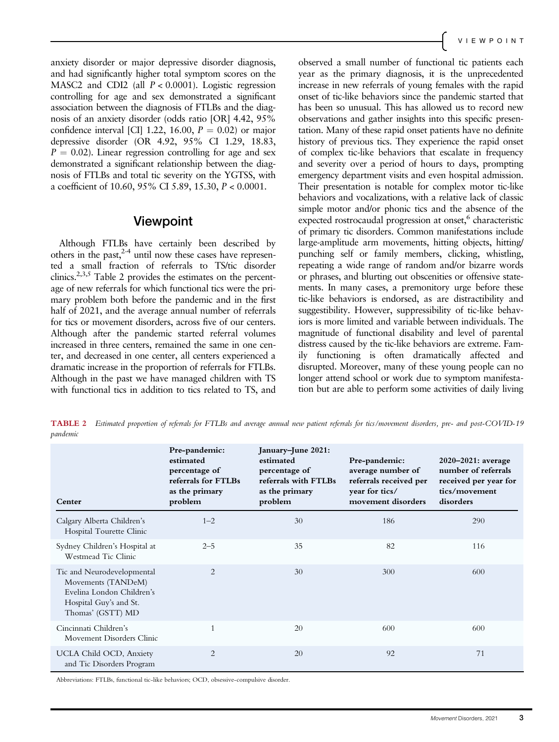anxiety disorder or major depressive disorder diagnosis, and had significantly higher total symptom scores on the MASC2 and CDI2 (all $P < 0.0001$). Logistic regression controlling for age and sex demonstrated a significant association between the diagnosis of FTLBs and the diagnosis of an anxiety disorder (odds ratio [OR] 4.42, 95% confidence interval [CI] 1.22, 16.00, $P = 0.02$) or major depressive disorder (OR 4.92, 95% CI 1.29, 18.83, $P = 0.02$). Linear regression controlling for age and sex demonstrated a significant relationship between the diagnosis of FTLBs and total tic severity on the YGTSS, with a coefficient of 10.60, 95% CI 5.89, 15.30, $P < 0.0001$.

## Viewpoint

Although FTLBs have certainly been described by others in the past,[2-4] until now these cases have represented a small fraction of referrals to TS/tic disorder clinics.[2,3,5] Table 2 provides the estimates on the percentage of new referrals for which functional tics were the primary problem both before the pandemic and in the first half of 2021, and the average annual number of referrals for tics or movement disorders, across five of our centers. Although after the pandemic started referral volumes increased in three centers, remained the same in one center, and decreased in one center, all centers experienced a dramatic increase in the proportion of referrals for FTLBs. Although in the past we have managed children with TS with functional tics in addition to tics related to TS, and observed a small number of functional tic patients each year as the primary diagnosis, it is the unprecedented increase in new referrals of young females with the rapid onset of tic-like behaviors since the pandemic started that has been so unusual. This has allowed us to record new observations and gather insights into this specific presentation. Many of these rapid onset patients have no definite history of previous tics. They experience the rapid onset of complex tic-like behaviors that escalate in frequency and severity over a period of hours to days, prompting emergency department visits and even hospital admission. Their presentation is notable for complex motor tic-like behaviors and vocalizations, with a relative lack of classic simple motor and/or phonic tics and the absence of the expected rostrocaudal progression at onset,[6] characteristic of primary tic disorders. Common manifestations include large-amplitude arm movements, hitting objects, hitting/punching self or family members, clicking, whistling, repeating a wide range of random and/or bizarre words or phrases, and blurting out obscenities or offensive statements. In many cases, a premonitory urge before these tic-like behaviors is endorsed, as are distractibility and suggestibility. However, suppressibility of tic-like behaviors is more limited and variable between individuals. The magnitude of functional disability and level of parental distress caused by the tic-like behaviors are extreme. Family functioning is often dramatically affected and disrupted. Moreover, many of these young people can no longer attend school or work due to symptom manifestation but are able to perform some activities of daily living

**TABLE 2** *Estimated proportion of referrals for FTLBs and average annual new patient referrals for tics/movement disorders, pre- and post-COVID-19 pandemic*

| Center | Pre-pandemic: estimated percentage of referrals for FTLBs as the primary problem | January–June 2021: estimated percentage of referrals with FTLBs as the primary problem | Pre-pandemic: average number of referrals received per year for tics/movement disorders | 2020–2021: average number of referrals received per year for tics/movement disorders |
|---|---|---|---|---|
| Calgary Alberta Children's Hospital Tourette Clinic | 1–2 | 30 | 186 | 290 |
| Sydney Children's Hospital at Westmead Tic Clinic | 2–5 | 35 | 82 | 116 |
| Tic and Neurodevelopmental Movements (TANDeM) Evelina London Children's Hospital Guy's and St. Thomas' (GSTT) MD | 2 | 30 | 300 | 600 |
| Cincinnati Children's Movement Disorders Clinic | 1 | 20 | 600 | 600 |
| UCLA Child OCD, Anxiety and Tic Disorders Program | 2 | 20 | 92 | 71 |

Abbreviations: FTLBs, functional tic-like behaviors; OCD, obsessive-compulsive disorder.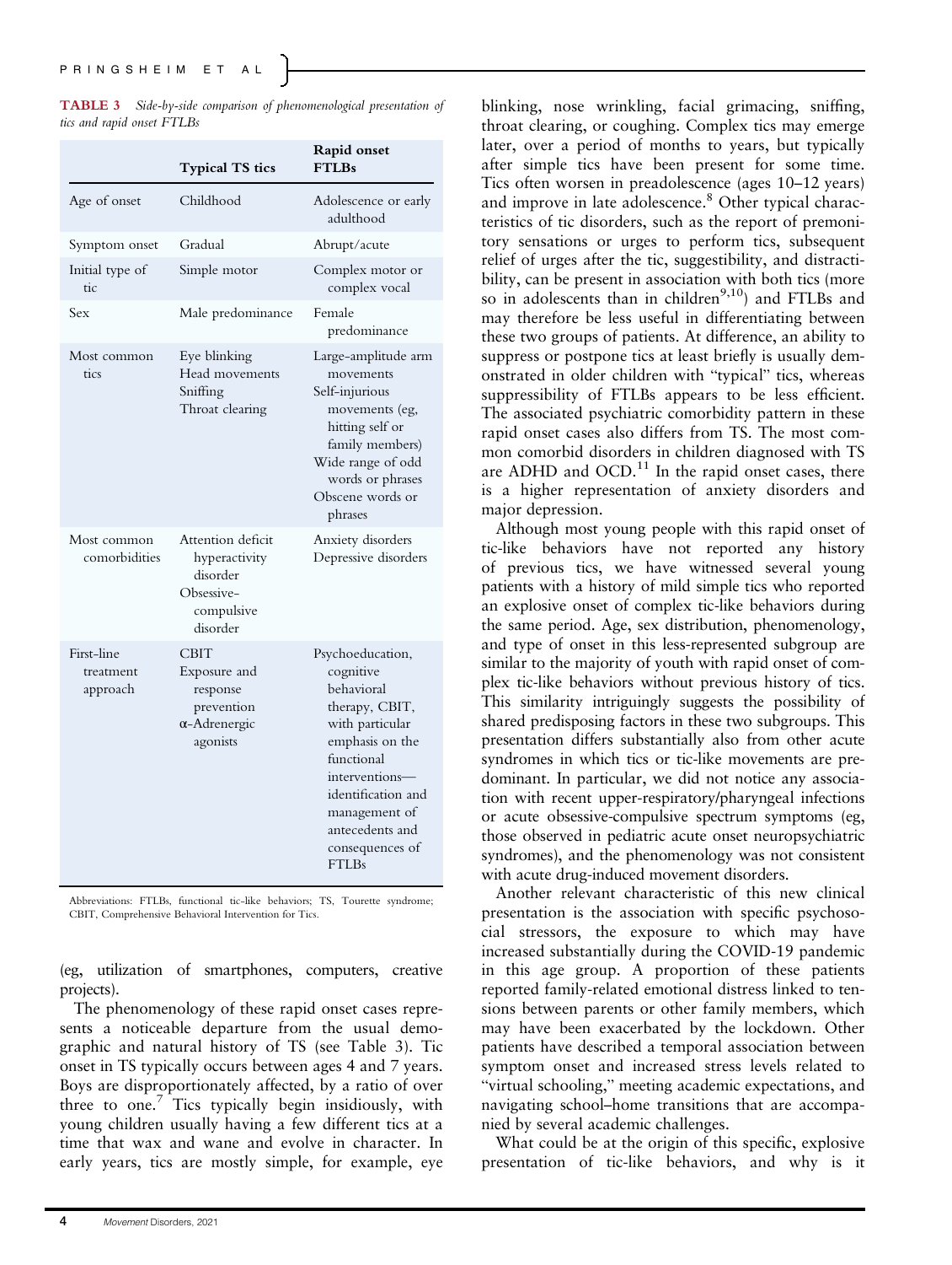**TABLE 3** *Side-by-side comparison of phenomenological presentation of tics and rapid onset FTLBs*

| | Typical TS tics | Rapid onset FTLBs |
|---|---|---|
| Age of onset | Childhood | Adolescence or early adulthood |
| Symptom onset | Gradual | Abrupt/acute |
| Initial type of tic | Simple motor | Complex motor or complex vocal |
| Sex | Male predominance | Female predominance |
| Most common tics | Eye blinking<br>Head movements<br>Sniffing<br>Throat clearing | Large-amplitude arm movements<br>Self-injurious movements (eg, hitting self or family members)<br>Wide range of odd words or phrases<br>Obscene words or phrases |
| Most common comorbidities | Attention deficit hyperactivity disorder<br>Obsessive–compulsive disorder | Anxiety disorders<br>Depressive disorders |
| First-line treatment approach | CBIT<br>Exposure and response prevention<br>α-Adrenergic agonists | Psychoeducation, cognitive behavioral therapy, CBIT, with particular emphasis on the functional interventions—identification and management of antecedents and consequences of FTLBs |

Abbreviations: FTLBs, functional tic-like behaviors; TS, Tourette syndrome; CBIT, Comprehensive Behavioral Intervention for Tics.

(eg, utilization of smartphones, computers, creative projects).

The phenomenology of these rapid onset cases represents a noticeable departure from the usual demographic and natural history of TS (see Table 3). Tic onset in TS typically occurs between ages 4 and 7 years. Boys are disproportionately affected, by a ratio of over three to one.[7] Tics typically begin insidiously, with young children usually having a few different tics at a time that wax and wane and evolve in character. In early years, tics are mostly simple, for example, eye blinking, nose wrinkling, facial grimacing, sniffing, throat clearing, or coughing. Complex tics may emerge later, over a period of months to years, but typically after simple tics have been present for some time. Tics often worsen in preadolescence (ages 10–12 years) and improve in late adolescence.[8] Other typical characteristics of tic disorders, such as the report of premonitory sensations or urges to perform tics, subsequent relief of urges after the tic, suggestibility, and distractibility, can be present in association with both tics (more so in adolescents than in children[9,10]) and FTLBs and may therefore be less useful in differentiating between these two groups of patients. At difference, an ability to suppress or postpone tics at least briefly is usually demonstrated in older children with "typical" tics, whereas suppressibility of FTLBs appears to be less efficient. The associated psychiatric comorbidity pattern in these rapid onset cases also differs from TS. The most common comorbid disorders in children diagnosed with TS are ADHD and OCD.[11] In the rapid onset cases, there is a higher representation of anxiety disorders and major depression.

Although most young people with this rapid onset of tic-like behaviors have not reported any history of previous tics, we have witnessed several young patients with a history of mild simple tics who reported an explosive onset of complex tic-like behaviors during the same period. Age, sex distribution, phenomenology, and type of onset in this less-represented subgroup are similar to the majority of youth with rapid onset of complex tic-like behaviors without previous history of tics. This similarity intriguingly suggests the possibility of shared predisposing factors in these two subgroups. This presentation differs substantially also from other acute syndromes in which tics or tic-like movements are predominant. In particular, we did not notice any association with recent upper-respiratory/pharyngeal infections or acute obsessive-compulsive spectrum symptoms (eg, those observed in pediatric acute onset neuropsychiatric syndromes), and the phenomenology was not consistent with acute drug-induced movement disorders.

Another relevant characteristic of this new clinical presentation is the association with specific psychosocial stressors, the exposure to which may have increased substantially during the COVID-19 pandemic in this age group. A proportion of these patients reported family-related emotional distress linked to tensions between parents or other family members, which may have been exacerbated by the lockdown. Other patients have described a temporal association between symptom onset and increased stress levels related to "virtual schooling," meeting academic expectations, and navigating school–home transitions that are accompanied by several academic challenges.

What could be at the origin of this specific, explosive presentation of tic-like behaviors, and why is it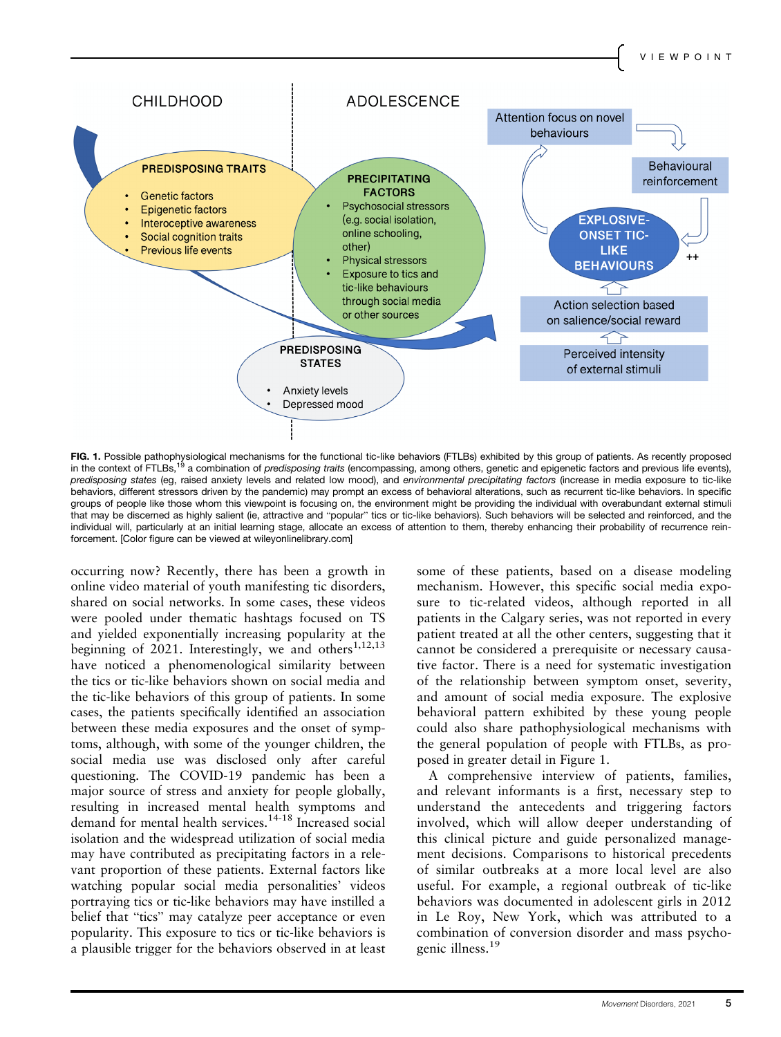**FIG. 1.** Possible pathophysiological mechanisms for the functional tic-like behaviors (FTLBs) exhibited by this group of patients. As recently proposed in the context of FTLBs,[19] a combination of *predisposing traits* (encompassing, among others, genetic and epigenetic factors and previous life events), *predisposing states* (eg, raised anxiety levels and related low mood), and *environmental precipitating factors* (increase in media exposure to tic-like behaviors, different stressors driven by the pandemic) may prompt an excess of behavioral alterations, such as recurrent tic-like behaviors. In specific groups of people like those whom this viewpoint is focusing on, the environment might be providing the individual with overabundant external stimuli that may be discerned as highly salient (ie, attractive and "popular" tics or tic-like behaviors). Such behaviors will be selected and reinforced, and the individual will, particularly at an initial learning stage, allocate an excess of attention to them, thereby enhancing their probability of recurrence reinforcement. [Color figure can be viewed at wileyonlinelibrary.com]

occurring now? Recently, there has been a growth in online video material of youth manifesting tic disorders, shared on social networks. In some cases, these videos were pooled under thematic hashtags focused on TS and yielded exponentially increasing popularity at the beginning of 2021. Interestingly, we and others[1,12,13] have noticed a phenomenological similarity between the tics or tic-like behaviors shown on social media and the tic-like behaviors of this group of patients. In some cases, the patients specifically identified an association between these media exposures and the onset of symptoms, although, with some of the younger children, the social media use was disclosed only after careful questioning. The COVID-19 pandemic has been a major source of stress and anxiety for people globally, resulting in increased mental health symptoms and demand for mental health services.[14-18] Increased social isolation and the widespread utilization of social media may have contributed as precipitating factors in a relevant proportion of these patients. External factors like watching popular social media personalities' videos portraying tics or tic-like behaviors may have instilled a belief that "tics" may catalyze peer acceptance or even popularity. This exposure to tics or tic-like behaviors is a plausible trigger for the behaviors observed in at least some of these patients, based on a disease modeling mechanism. However, this specific social media exposure to tic-related videos, although reported in all patients in the Calgary series, was not reported in every patient treated at all the other centers, suggesting that it cannot be considered a prerequisite or necessary causative factor. There is a need for systematic investigation of the relationship between symptom onset, severity, and amount of social media exposure. The explosive behavioral pattern exhibited by these young people could also share pathophysiological mechanisms with the general population of people with FTLBs, as proposed in greater detail in Figure 1.

A comprehensive interview of patients, families, and relevant informants is a first, necessary step to understand the antecedents and triggering factors involved, which will allow deeper understanding of this clinical picture and guide personalized management decisions. Comparisons to historical precedents of similar outbreaks at a more local level are also useful. For example, a regional outbreak of tic-like behaviors was documented in adolescent girls in 2012 in Le Roy, New York, which was attributed to a combination of conversion disorder and mass psychogenic illness.[19]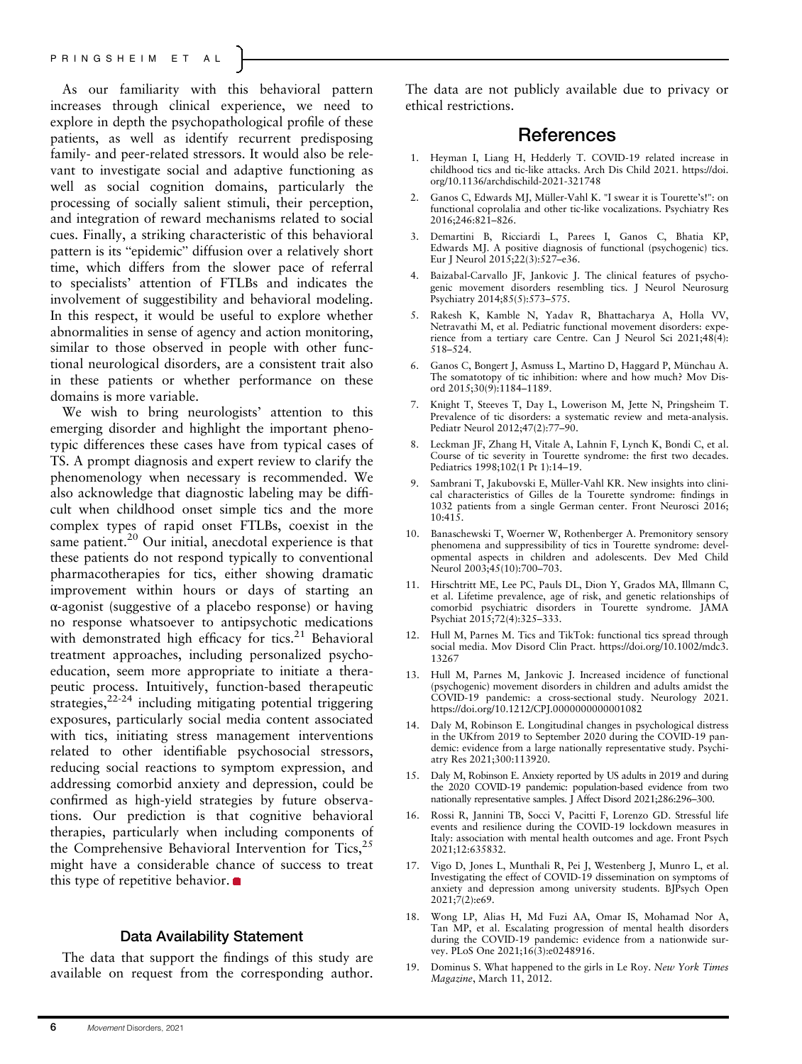As our familiarity with this behavioral pattern increases through clinical experience, we need to explore in depth the psychopathological profile of these patients, as well as identify recurrent predisposing family- and peer-related stressors. It would also be relevant to investigate social and adaptive functioning as well as social cognition domains, particularly the processing of socially salient stimuli, their perception, and integration of reward mechanisms related to social cues. Finally, a striking characteristic of this behavioral pattern is its "epidemic" diffusion over a relatively short time, which differs from the slower pace of referral to specialists' attention of FTLBs and indicates the involvement of suggestibility and behavioral modeling. In this respect, it would be useful to explore whether abnormalities in sense of agency and action monitoring, similar to those observed in people with other functional neurological disorders, are a consistent trait also in these patients or whether performance on these domains is more variable.

We wish to bring neurologists' attention to this emerging disorder and highlight the important phenotypic differences these cases have from typical cases of TS. A prompt diagnosis and expert review to clarify the phenomenology when necessary is recommended. We also acknowledge that diagnostic labeling may be difficult when childhood onset simple tics and the more complex types of rapid onset FTLBs, coexist in the same patient.[20] Our initial, anecdotal experience is that these patients do not respond typically to conventional pharmacotherapies for tics, either showing dramatic improvement within hours or days of starting an α-agonist (suggestive of a placebo response) or having no response whatsoever to antipsychotic medications with demonstrated high efficacy for tics.[21] Behavioral treatment approaches, including personalized psychoeducation, seem more appropriate to initiate a therapeutic process. Intuitively, function-based therapeutic strategies,[22-24] including mitigating potential triggering exposures, particularly social media content associated with tics, initiating stress management interventions related to other identifiable psychosocial stressors, reducing social reactions to symptom expression, and addressing comorbid anxiety and depression, could be confirmed as high-yield strategies by future observations. Our prediction is that cognitive behavioral therapies, particularly when including components of the Comprehensive Behavioral Intervention for Tics,[25] might have a considerable chance of success to treat this type of repetitive behavior.

### Data Availability Statement

The data that support the findings of this study are available on request from the corresponding author. The data are not publicly available due to privacy or ethical restrictions.

## References

1. Heyman I, Liang H, Hedderly T. COVID-19 related increase in childhood tics and tic-like attacks. Arch Dis Child 2021. https://doi.org/10.1136/archdischild-2021-321748
2. Ganos C, Edwards MJ, Müller-Vahl K. "I swear it is Tourette's!": on functional coprolalia and other tic-like vocalizations. Psychiatry Res 2016;246:821–826.
3. Demartini B, Ricciardi L, Parees I, Ganos C, Bhatia KP, Edwards MJ. A positive diagnosis of functional (psychogenic) tics. Eur J Neurol 2015;22(3):527–e36.
4. Baizabal-Carvallo JF, Jankovic J. The clinical features of psychogenic movement disorders resembling tics. J Neurol Neurosurg Psychiatry 2014;85(5):573–575.
5. Rakesh K, Kamble N, Yadav R, Bhattacharya A, Holla VV, Netravathi M, et al. Pediatric functional movement disorders: experience from a tertiary care Centre. Can J Neurol Sci 2021;48(4): 518–524.
6. Ganos C, Bongert J, Asmuss L, Martino D, Haggard P, Münchau A. The somatotopy of tic inhibition: where and how much? Mov Disord 2015;30(9):1184–1189.
7. Knight T, Steeves T, Day L, Lowerison M, Jette N, Pringsheim T. Prevalence of tic disorders: a systematic review and meta-analysis. Pediatr Neurol 2012;47(2):77–90.
8. Leckman JF, Zhang H, Vitale A, Lahnin F, Lynch K, Bondi C, et al. Course of tic severity in Tourette syndrome: the first two decades. Pediatrics 1998;102(1 Pt 1):14–19.
9. Sambrani T, Jakubovski E, Müller-Vahl KR. New insights into clinical characteristics of Gilles de la Tourette syndrome: findings in 1032 patients from a single German center. Front Neurosci 2016; 10:415.
10. Banaschewski T, Woerner W, Rothenberger A. Premonitory sensory phenomena and suppressibility of tics in Tourette syndrome: developmental aspects in children and adolescents. Dev Med Child Neurol 2003;45(10):700–703.
11. Hirschtritt ME, Lee PC, Pauls DL, Dion Y, Grados MA, Illmann C, et al. Lifetime prevalence, age of risk, and genetic relationships of comorbid psychiatric disorders in Tourette syndrome. JAMA Psychiat 2015;72(4):325–333.
12. Hull M, Parnes M. Tics and TikTok: functional tics spread through social media. Mov Disord Clin Pract. https://doi.org/10.1002/mdc3.13267
13. Hull M, Parnes M, Jankovic J. Increased incidence of functional (psychogenic) movement disorders in children and adults amidst the COVID-19 pandemic: a cross-sectional study. Neurology 2021. https://doi.org/10.1212/CPJ.0000000000001082
14. Daly M, Robinson E. Longitudinal changes in psychological distress in the UKfrom 2019 to September 2020 during the COVID-19 pandemic: evidence from a large nationally representative study. Psychiatry Res 2021;300:113920.
15. Daly M, Robinson E. Anxiety reported by US adults in 2019 and during the 2020 COVID-19 pandemic: population-based evidence from two nationally representative samples. J Affect Disord 2021;286:296–300.
16. Rossi R, Jannini TB, Socci V, Pacitti F, Lorenzo GD. Stressful life events and resilience during the COVID-19 lockdown measures in Italy: association with mental health outcomes and age. Front Psych 2021;12:635832.
17. Vigo D, Jones L, Munthali R, Pei J, Westenberg J, Munro L, et al. Investigating the effect of COVID-19 dissemination on symptoms of anxiety and depression among university students. BJPsych Open 2021;7(2):e69.
18. Wong LP, Alias H, Md Fuzi AA, Omar IS, Mohamad Nor A, Tan MP, et al. Escalating progression of mental health disorders during the COVID-19 pandemic: evidence from a nationwide survey. PLoS One 2021;16(3):e0248916.
19. Dominus S. What happened to the girls in Le Roy. *New York Times Magazine*, March 11, 2012.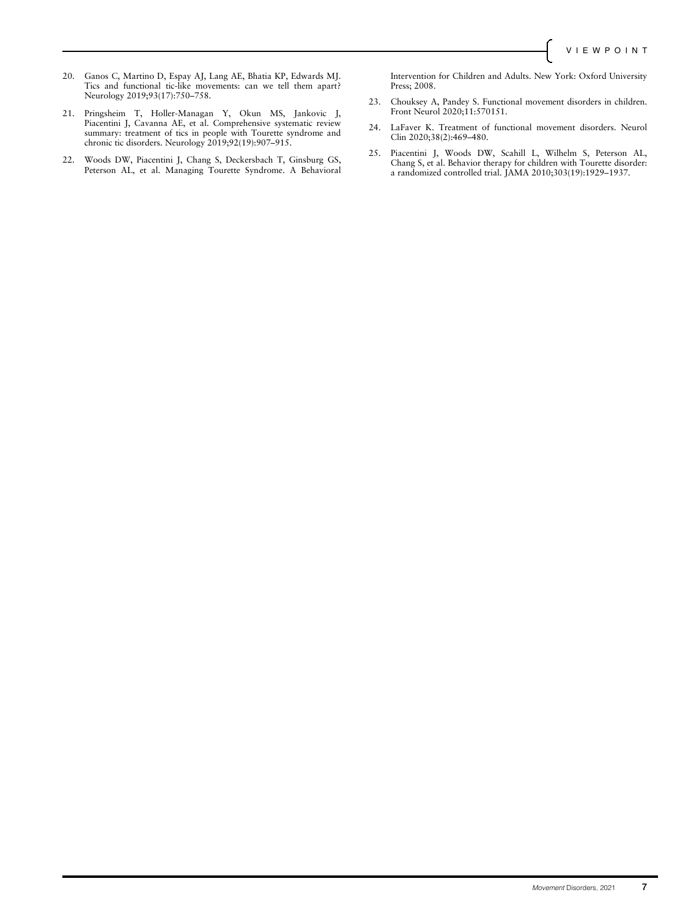20. Ganos C, Martino D, Espay AJ, Lang AE, Bhatia KP, Edwards MJ. Tics and functional tic-like movements: can we tell them apart? Neurology 2019;93(17):750–758.
21. Pringsheim T, Holler-Managan Y, Okun MS, Jankovic J, Piacentini J, Cavanna AE, et al. Comprehensive systematic review summary: treatment of tics in people with Tourette syndrome and chronic tic disorders. Neurology 2019;92(19):907–915.
22. Woods DW, Piacentini J, Chang S, Deckersbach T, Ginsburg GS, Peterson AL, et al. Managing Tourette Syndrome. A Behavioral Intervention for Children and Adults. New York: Oxford University Press; 2008.
23. Chouksey A, Pandey S. Functional movement disorders in children. Front Neurol 2020;11:570151.
24. LaFaver K. Treatment of functional movement disorders. Neurol Clin 2020;38(2):469–480.
25. Piacentini J, Woods DW, Scahill L, Wilhelm S, Peterson AL, Chang S, et al. Behavior therapy for children with Tourette disorder: a randomized controlled trial. JAMA 2010;303(19):1929–1937.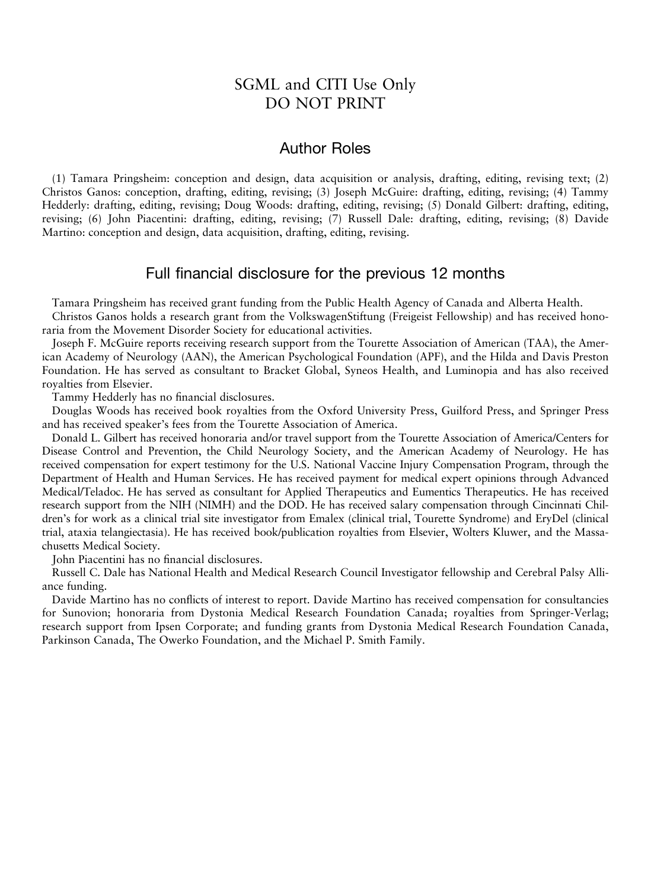# SGML and CITI Use Only
# DO NOT PRINT

## Author Roles

(1) Tamara Pringsheim: conception and design, data acquisition or analysis, drafting, editing, revising text; (2) Christos Ganos: conception, drafting, editing, revising; (3) Joseph McGuire: drafting, editing, revising; (4) Tammy Hedderly: drafting, editing, revising; Doug Woods: drafting, editing, revising; (5) Donald Gilbert: drafting, editing, revising; (6) John Piacentini: drafting, editing, revising; (7) Russell Dale: drafting, editing, revising; (8) Davide Martino: conception and design, data acquisition, drafting, editing, revising.

## Full financial disclosure for the previous 12 months

Tamara Pringsheim has received grant funding from the Public Health Agency of Canada and Alberta Health.

Christos Ganos holds a research grant from the VolkswagenStiftung (Freigeist Fellowship) and has received honoraria from the Movement Disorder Society for educational activities.

Joseph F. McGuire reports receiving research support from the Tourette Association of American (TAA), the American Academy of Neurology (AAN), the American Psychological Foundation (APF), and the Hilda and Davis Preston Foundation. He has served as consultant to Bracket Global, Syneos Health, and Luminopia and has also received royalties from Elsevier.

Tammy Hedderly has no financial disclosures.

Douglas Woods has received book royalties from the Oxford University Press, Guilford Press, and Springer Press and has received speaker's fees from the Tourette Association of America.

Donald L. Gilbert has received honoraria and/or travel support from the Tourette Association of America/Centers for Disease Control and Prevention, the Child Neurology Society, and the American Academy of Neurology. He has received compensation for expert testimony for the U.S. National Vaccine Injury Compensation Program, through the Department of Health and Human Services. He has received payment for medical expert opinions through Advanced Medical/Teladoc. He has served as consultant for Applied Therapeutics and Eumentics Therapeutics. He has received research support from the NIH (NIMH) and the DOD. He has received salary compensation through Cincinnati Children's for work as a clinical trial site investigator from Emalex (clinical trial, Tourette Syndrome) and EryDel (clinical trial, ataxia telangiectasia). He has received book/publication royalties from Elsevier, Wolters Kluwer, and the Massachusetts Medical Society.

John Piacentini has no financial disclosures.

Russell C. Dale has National Health and Medical Research Council Investigator fellowship and Cerebral Palsy Alliance funding.

Davide Martino has no conflicts of interest to report. Davide Martino has received compensation for consultancies for Sunovion; honoraria from Dystonia Medical Research Foundation Canada; royalties from Springer-Verlag; research support from Ipsen Corporate; and funding grants from Dystonia Medical Research Foundation Canada, Parkinson Canada, The Owerko Foundation, and the Michael P. Smith Family.